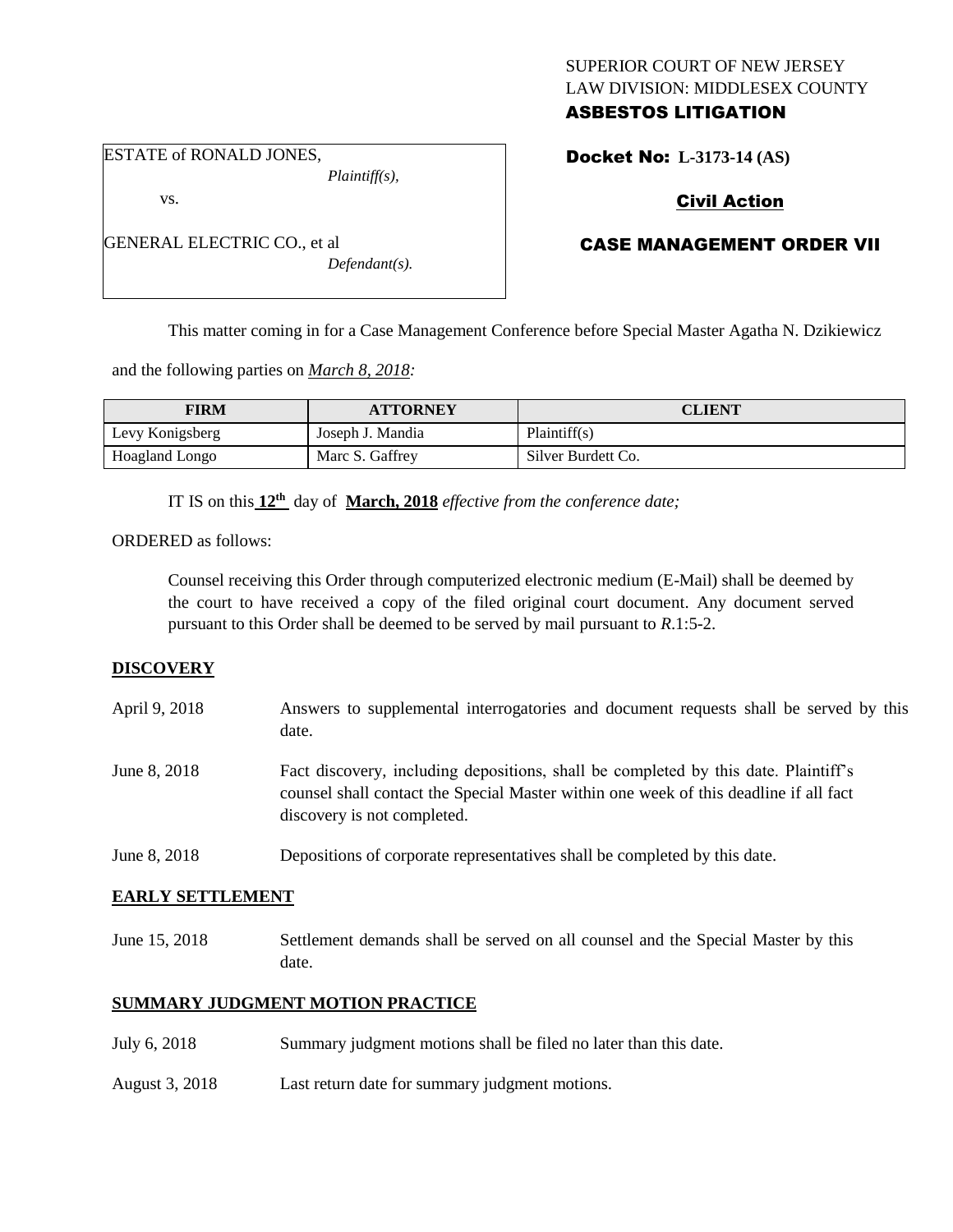SUPERIOR COURT OF NEW JERSEY
LAW DIVISION: MIDDLESEX COUNTY
**ASBESTOS LITIGATION**

ESTATE of RONALD JONES,
*Plaintiff(s),*

vs.

GENERAL ELECTRIC CO., et al
*Defendant(s).*

**Docket No: L-3173-14 (AS)**

**Civil Action**

**CASE MANAGEMENT ORDER VII**

This matter coming in for a Case Management Conference before Special Master Agatha N. Dzikiewicz and the following parties on *March 8, 2018:*

| FIRM | ATTORNEY | CLIENT |
|---|---|---|
| Levy Konigsberg | Joseph J. Mandia | Plaintiff(s) |
| Hoagland Longo | Marc S. Gaffrey | Silver Burdett Co. |

IT IS on this **12th** day of **March, 2018** *effective from the conference date;*

ORDERED as follows:

Counsel receiving this Order through computerized electronic medium (E-Mail) shall be deemed by the court to have received a copy of the filed original court document. Any document served pursuant to this Order shall be deemed to be served by mail pursuant to *R*.1:5-2.

**DISCOVERY**

April 9, 2018 — Answers to supplemental interrogatories and document requests shall be served by this date.

June 8, 2018 — Fact discovery, including depositions, shall be completed by this date. Plaintiff's counsel shall contact the Special Master within one week of this deadline if all fact discovery is not completed.

June 8, 2018 — Depositions of corporate representatives shall be completed by this date.

**EARLY SETTLEMENT**

June 15, 2018 — Settlement demands shall be served on all counsel and the Special Master by this date.

**SUMMARY JUDGMENT MOTION PRACTICE**

July 6, 2018 — Summary judgment motions shall be filed no later than this date.

August 3, 2018 — Last return date for summary judgment motions.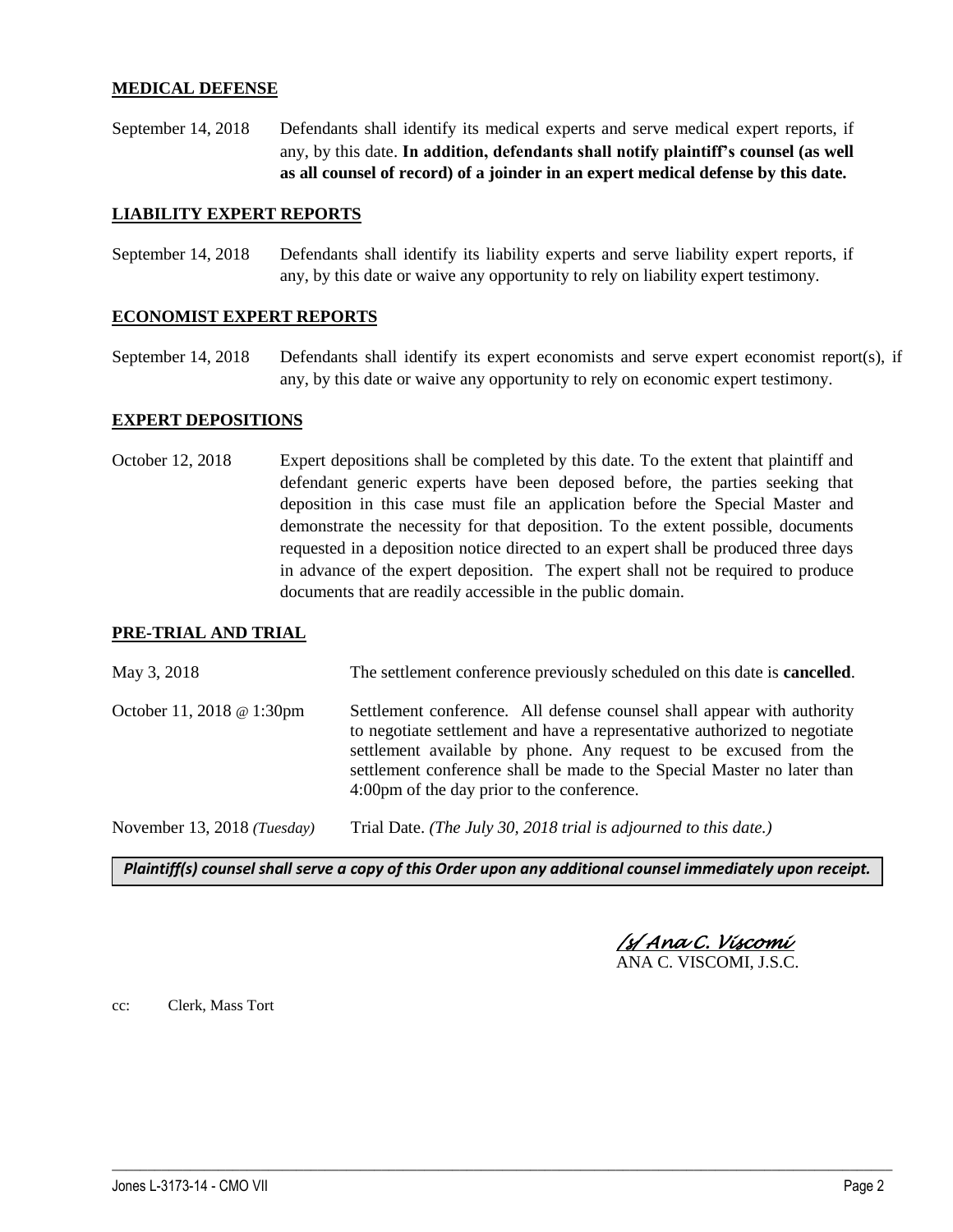**MEDICAL DEFENSE**

| | |
|---|---|
| September 14, 2018 | Defendants shall identify its medical experts and serve medical expert reports, if any, by this date. **In addition, defendants shall notify plaintiff's counsel (as well as all counsel of record) of a joinder in an expert medical defense by this date.** |

**LIABILITY EXPERT REPORTS**

| | |
|---|---|
| September 14, 2018 | Defendants shall identify its liability experts and serve liability expert reports, if any, by this date or waive any opportunity to rely on liability expert testimony. |

**ECONOMIST EXPERT REPORTS**

| | |
|---|---|
| September 14, 2018 | Defendants shall identify its expert economists and serve expert economist report(s), if any, by this date or waive any opportunity to rely on economic expert testimony. |

**EXPERT DEPOSITIONS**

| | |
|---|---|
| October 12, 2018 | Expert depositions shall be completed by this date. To the extent that plaintiff and defendant generic experts have been deposed before, the parties seeking that deposition in this case must file an application before the Special Master and demonstrate the necessity for that deposition. To the extent possible, documents requested in a deposition notice directed to an expert shall be produced three days in advance of the expert deposition. The expert shall not be required to produce documents that are readily accessible in the public domain. |

**PRE-TRIAL AND TRIAL**

| | |
|---|---|
| May 3, 2018 | The settlement conference previously scheduled on this date is **cancelled**. |
| October 11, 2018 @ 1:30pm | Settlement conference. All defense counsel shall appear with authority to negotiate settlement and have a representative authorized to negotiate settlement available by phone. Any request to be excused from the settlement conference shall be made to the Special Master no later than 4:00pm of the day prior to the conference. |
| November 13, 2018 *(Tuesday)* | Trial Date. *(The July 30, 2018 trial is adjourned to this date.)* |

***Plaintiff(s) counsel shall serve a copy of this Order upon any additional counsel immediately upon receipt.***

*/s/ Ana C. Viscomi*
ANA C. VISCOMI, J.S.C.

cc: Clerk, Mass Tort